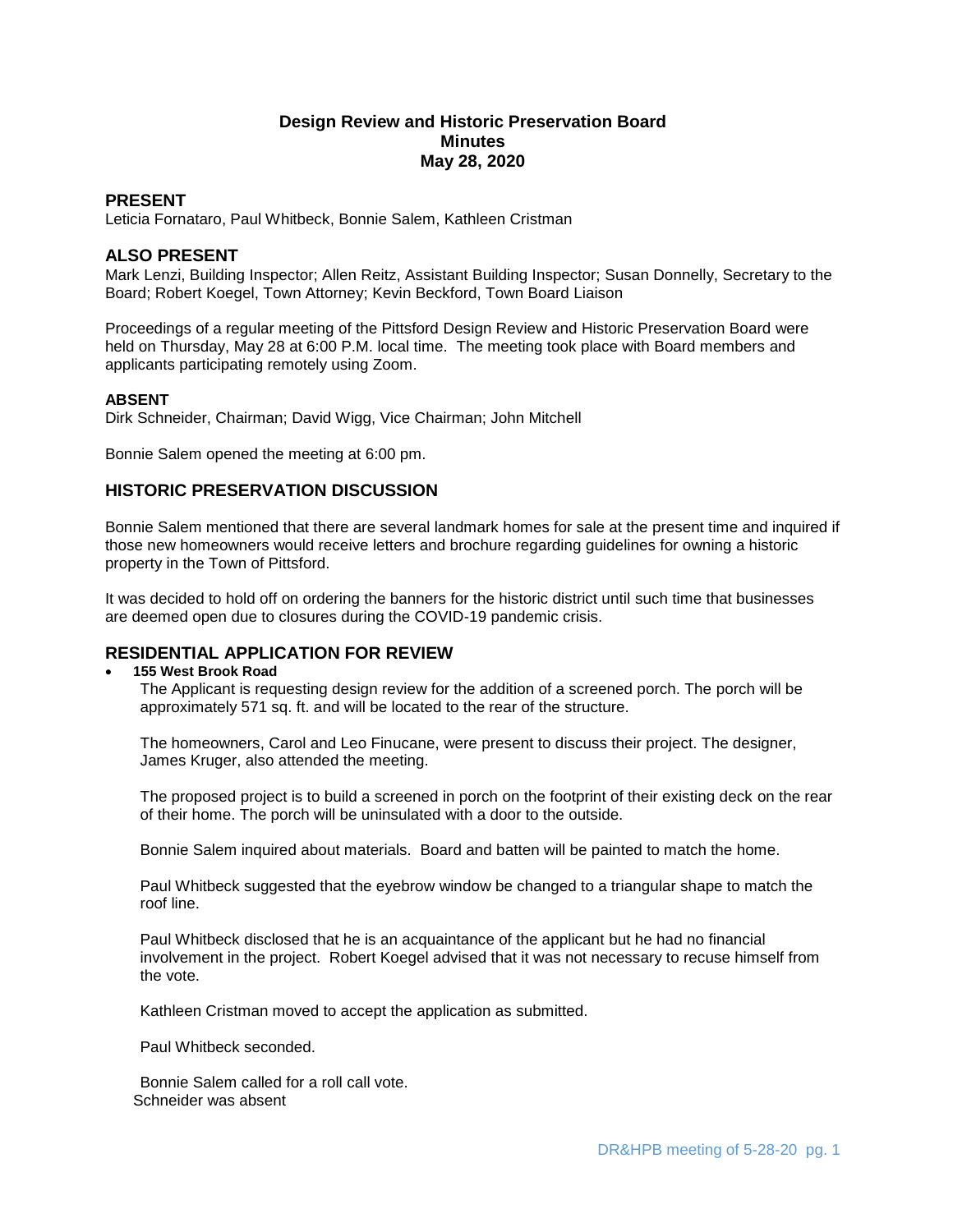# Design Review and Historic Preservation Board
## Minutes
## May 28, 2020

## PRESENT

Leticia Fornataro, Paul Whitbeck, Bonnie Salem, Kathleen Cristman

## ALSO PRESENT

Mark Lenzi, Building Inspector; Allen Reitz, Assistant Building Inspector; Susan Donnelly, Secretary to the Board; Robert Koegel, Town Attorney; Kevin Beckford, Town Board Liaison

Proceedings of a regular meeting of the Pittsford Design Review and Historic Preservation Board were held on Thursday, May 28 at 6:00 P.M. local time. The meeting took place with Board members and applicants participating remotely using Zoom.

### ABSENT

Dirk Schneider, Chairman; David Wigg, Vice Chairman; John Mitchell

Bonnie Salem opened the meeting at 6:00 pm.

## HISTORIC PRESERVATION DISCUSSION

Bonnie Salem mentioned that there are several landmark homes for sale at the present time and inquired if those new homeowners would receive letters and brochure regarding guidelines for owning a historic property in the Town of Pittsford.

It was decided to hold off on ordering the banners for the historic district until such time that businesses are deemed open due to closures during the COVID-19 pandemic crisis.

## RESIDENTIAL APPLICATION FOR REVIEW

- **155 West Brook Road**

  The Applicant is requesting design review for the addition of a screened porch. The porch will be approximately 571 sq. ft. and will be located to the rear of the structure.

  The homeowners, Carol and Leo Finucane, were present to discuss their project. The designer, James Kruger, also attended the meeting.

  The proposed project is to build a screened in porch on the footprint of their existing deck on the rear of their home. The porch will be uninsulated with a door to the outside.

  Bonnie Salem inquired about materials. Board and batten will be painted to match the home.

  Paul Whitbeck suggested that the eyebrow window be changed to a triangular shape to match the roof line.

  Paul Whitbeck disclosed that he is an acquaintance of the applicant but he had no financial involvement in the project. Robert Koegel advised that it was not necessary to recuse himself from the vote.

  Kathleen Cristman moved to accept the application as submitted.

  Paul Whitbeck seconded.

  Bonnie Salem called for a roll call vote.
  Schneider was absent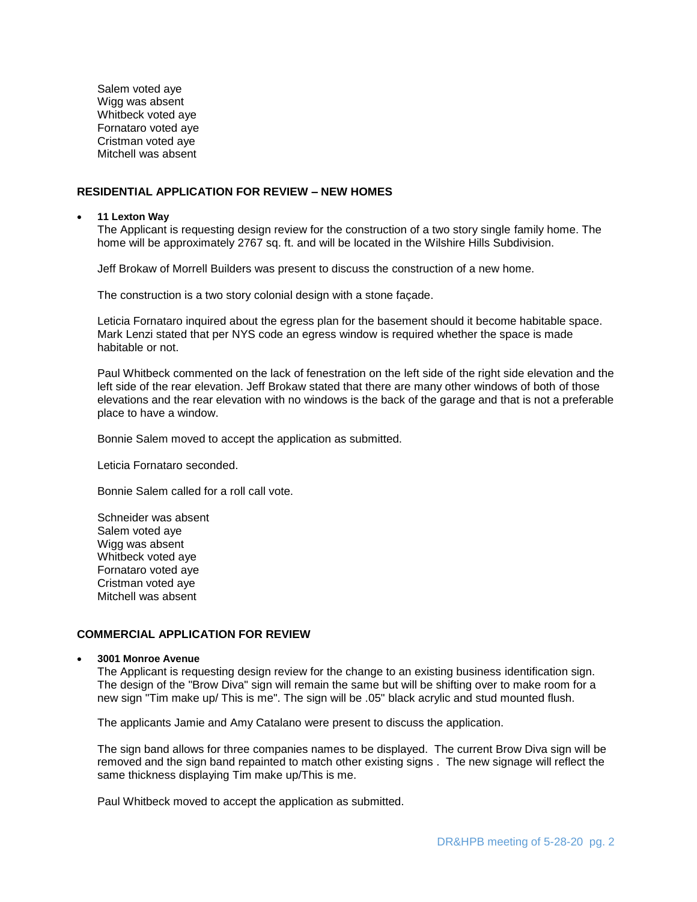Salem voted aye
Wigg was absent
Whitbeck voted aye
Fornataro voted aye
Cristman voted aye
Mitchell was absent

## RESIDENTIAL APPLICATION FOR REVIEW – NEW HOMES

- **11 Lexton Way**
  The Applicant is requesting design review for the construction of a two story single family home. The home will be approximately 2767 sq. ft. and will be located in the Wilshire Hills Subdivision.

  Jeff Brokaw of Morrell Builders was present to discuss the construction of a new home.

  The construction is a two story colonial design with a stone façade.

  Leticia Fornataro inquired about the egress plan for the basement should it become habitable space. Mark Lenzi stated that per NYS code an egress window is required whether the space is made habitable or not.

  Paul Whitbeck commented on the lack of fenestration on the left side of the right side elevation and the left side of the rear elevation. Jeff Brokaw stated that there are many other windows of both of those elevations and the rear elevation with no windows is the back of the garage and that is not a preferable place to have a window.

  Bonnie Salem moved to accept the application as submitted.

  Leticia Fornataro seconded.

  Bonnie Salem called for a roll call vote.

  Schneider was absent
  Salem voted aye
  Wigg was absent
  Whitbeck voted aye
  Fornataro voted aye
  Cristman voted aye
  Mitchell was absent

## COMMERCIAL APPLICATION FOR REVIEW

- **3001 Monroe Avenue**
  The Applicant is requesting design review for the change to an existing business identification sign. The design of the "Brow Diva" sign will remain the same but will be shifting over to make room for a new sign "Tim make up/ This is me". The sign will be .05" black acrylic and stud mounted flush.

  The applicants Jamie and Amy Catalano were present to discuss the application.

  The sign band allows for three companies names to be displayed. The current Brow Diva sign will be removed and the sign band repainted to match other existing signs . The new signage will reflect the same thickness displaying Tim make up/This is me.

  Paul Whitbeck moved to accept the application as submitted.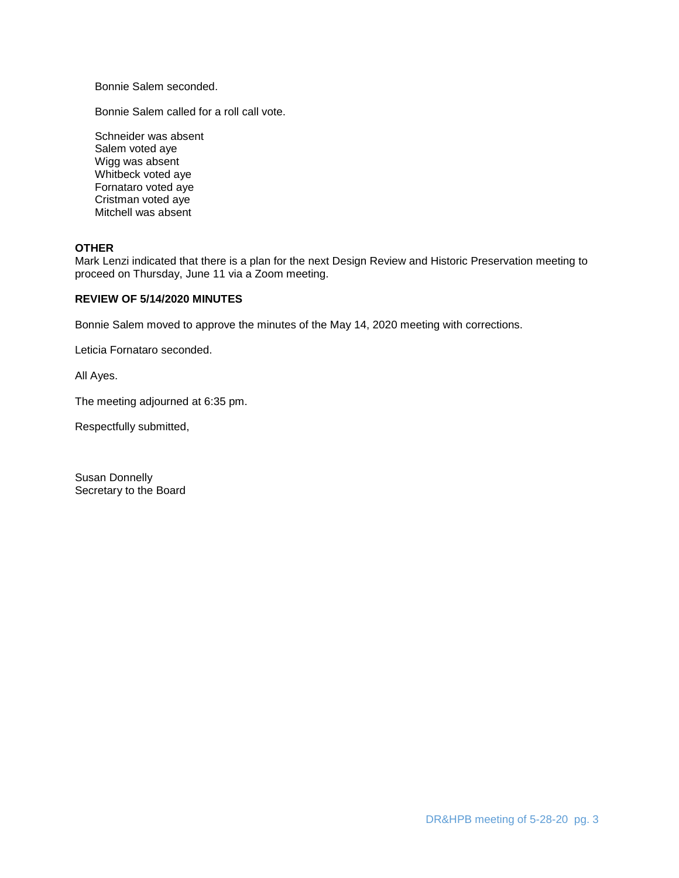Bonnie Salem seconded.

Bonnie Salem called for a roll call vote.

Schneider was absent
Salem voted aye
Wigg was absent
Whitbeck voted aye
Fornataro voted aye
Cristman voted aye
Mitchell was absent

**OTHER**

Mark Lenzi indicated that there is a plan for the next Design Review and Historic Preservation meeting to proceed on Thursday, June 11 via a Zoom meeting.

**REVIEW OF 5/14/2020 MINUTES**

Bonnie Salem moved to approve the minutes of the May 14, 2020 meeting with corrections.

Leticia Fornataro seconded.

All Ayes.

The meeting adjourned at 6:35 pm.

Respectfully submitted,

Susan Donnelly
Secretary to the Board